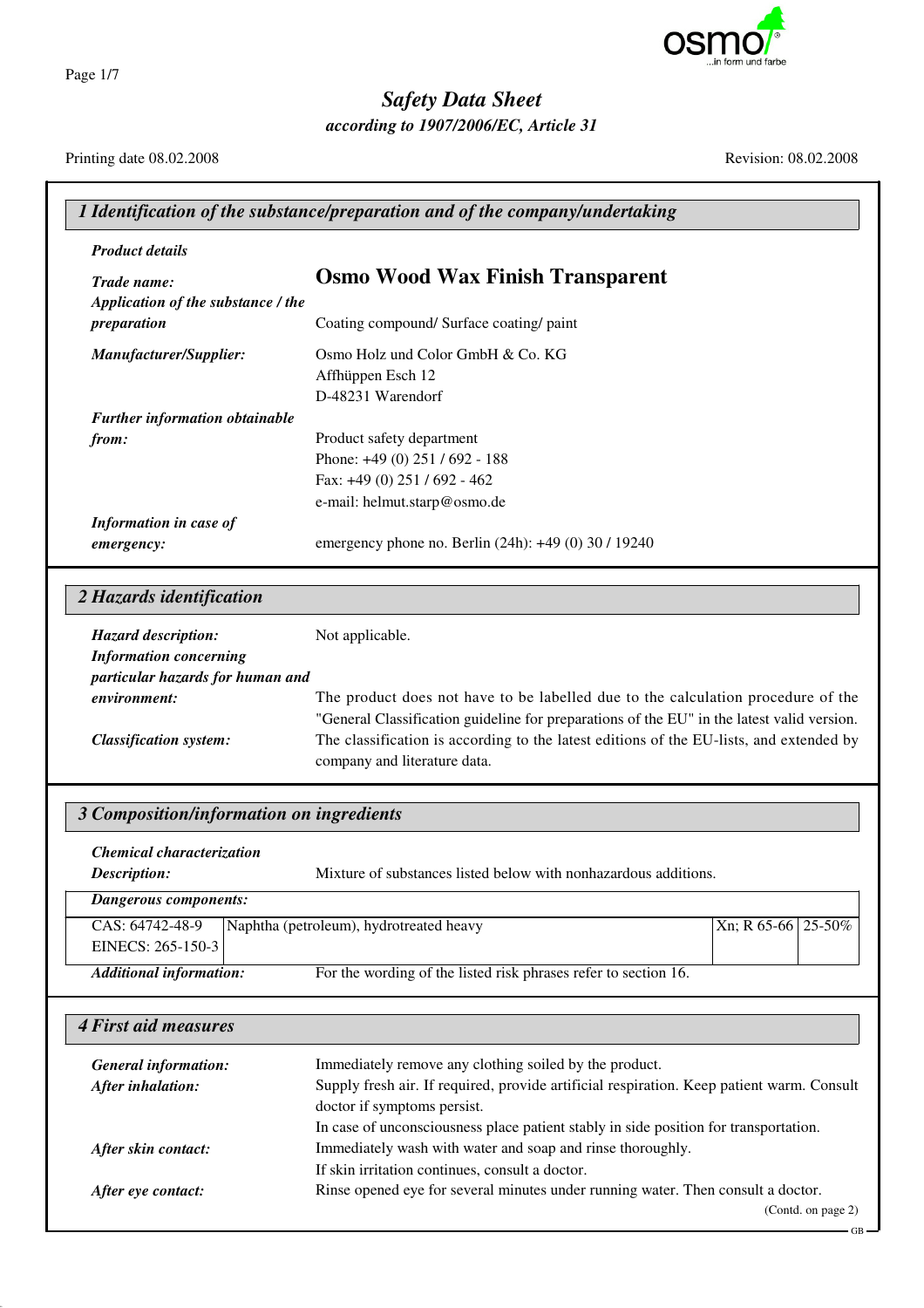# Safety Data Sheet

*according to 1907/2006/EC, Article 31*

Printing date 08.02.2008 | Revision: 08.02.2008

## 1 Identification of the substance/preparation and of the company/undertaking

***Product details***

***Trade name:*** **Osmo Wood Wax Finish Transparent**

***Application of the substance / the preparation*** Coating compound/ Surface coating/ paint

***Manufacturer/Supplier:***
Osmo Holz und Color GmbH & Co. KG
Affhüppen Esch 12
D-48231 Warendorf

***Further information obtainable from:***
Product safety department
Phone: +49 (0) 251 / 692 - 188
Fax: +49 (0) 251 / 692 - 462
e-mail: helmut.starp@osmo.de

***Information in case of emergency:*** emergency phone no. Berlin (24h): +49 (0) 30 / 19240

## 2 Hazards identification

***Hazard description:*** Not applicable.

***Information concerning particular hazards for human and environment:*** The product does not have to be labelled due to the calculation procedure of the "General Classification guideline for preparations of the EU" in the latest valid version.

***Classification system:*** The classification is according to the latest editions of the EU-lists, and extended by company and literature data.

## 3 Composition/information on ingredients

***Chemical characterization***

***Description:*** Mixture of substances listed below with nonhazardous additions.

***Dangerous components:***

| | | | |
|---|---|---|---|
| CAS: 64742-48-9<br>EINECS: 265-150-3 | Naphtha (petroleum), hydrotreated heavy | Xn; R 65-66 | 25-50% |

***Additional information:*** For the wording of the listed risk phrases refer to section 16.

## 4 First aid measures

***General information:*** Immediately remove any clothing soiled by the product.

***After inhalation:*** Supply fresh air. If required, provide artificial respiration. Keep patient warm. Consult doctor if symptoms persist.
In case of unconsciousness place patient stably in side position for transportation.

***After skin contact:*** Immediately wash with water and soap and rinse thoroughly.
If skin irritation continues, consult a doctor.

***After eye contact:*** Rinse opened eye for several minutes under running water. Then consult a doctor.

(Contd. on page 2)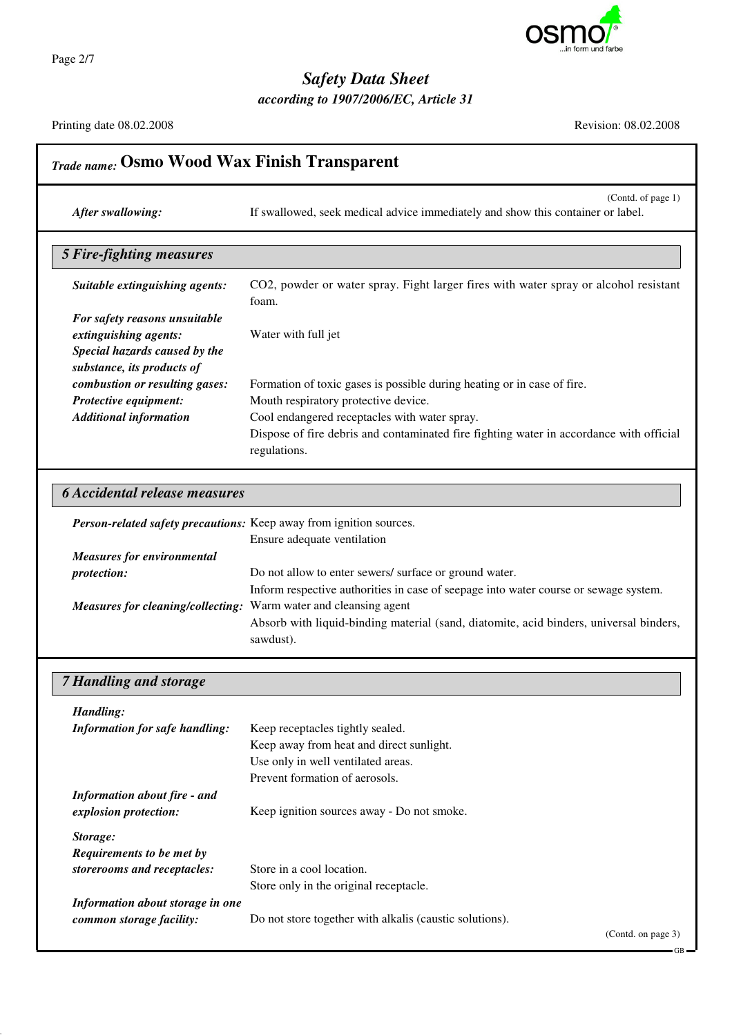## Safety Data Sheet

*according to 1907/2006/EC, Article 31*

Printing date 08.02.2008 | Revision: 08.02.2008

**Trade name: Osmo Wood Wax Finish Transparent**

(Contd. of page 1)

***After swallowing:*** If swallowed, seek medical advice immediately and show this container or label.

### 5 Fire-fighting measures

***Suitable extinguishing agents:*** $CO_2$, powder or water spray. Fight larger fires with water spray or alcohol resistant foam.

***For safety reasons unsuitable extinguishing agents:*** Water with full jet

***Special hazards caused by the substance, its products of combustion or resulting gases:*** Formation of toxic gases is possible during heating or in case of fire.

***Protective equipment:*** Mouth respiratory protective device.

***Additional information*** Cool endangered receptacles with water spray.
Dispose of fire debris and contaminated fire fighting water in accordance with official regulations.

### 6 Accidental release measures

***Person-related safety precautions:*** Keep away from ignition sources.
Ensure adequate ventilation

***Measures for environmental protection:*** Do not allow to enter sewers/ surface or ground water.
Inform respective authorities in case of seepage into water course or sewage system.

***Measures for cleaning/collecting:*** Warm water and cleansing agent
Absorb with liquid-binding material (sand, diatomite, acid binders, universal binders, sawdust).

### 7 Handling and storage

***Handling:***

***Information for safe handling:*** Keep receptacles tightly sealed.
Keep away from heat and direct sunlight.
Use only in well ventilated areas.
Prevent formation of aerosols.

***Information about fire - and explosion protection:*** Keep ignition sources away - Do not smoke.

***Storage:***

***Requirements to be met by storerooms and receptacles:*** Store in a cool location.
Store only in the original receptacle.

***Information about storage in one common storage facility:*** Do not store together with alkalis (caustic solutions).

(Contd. on page 3)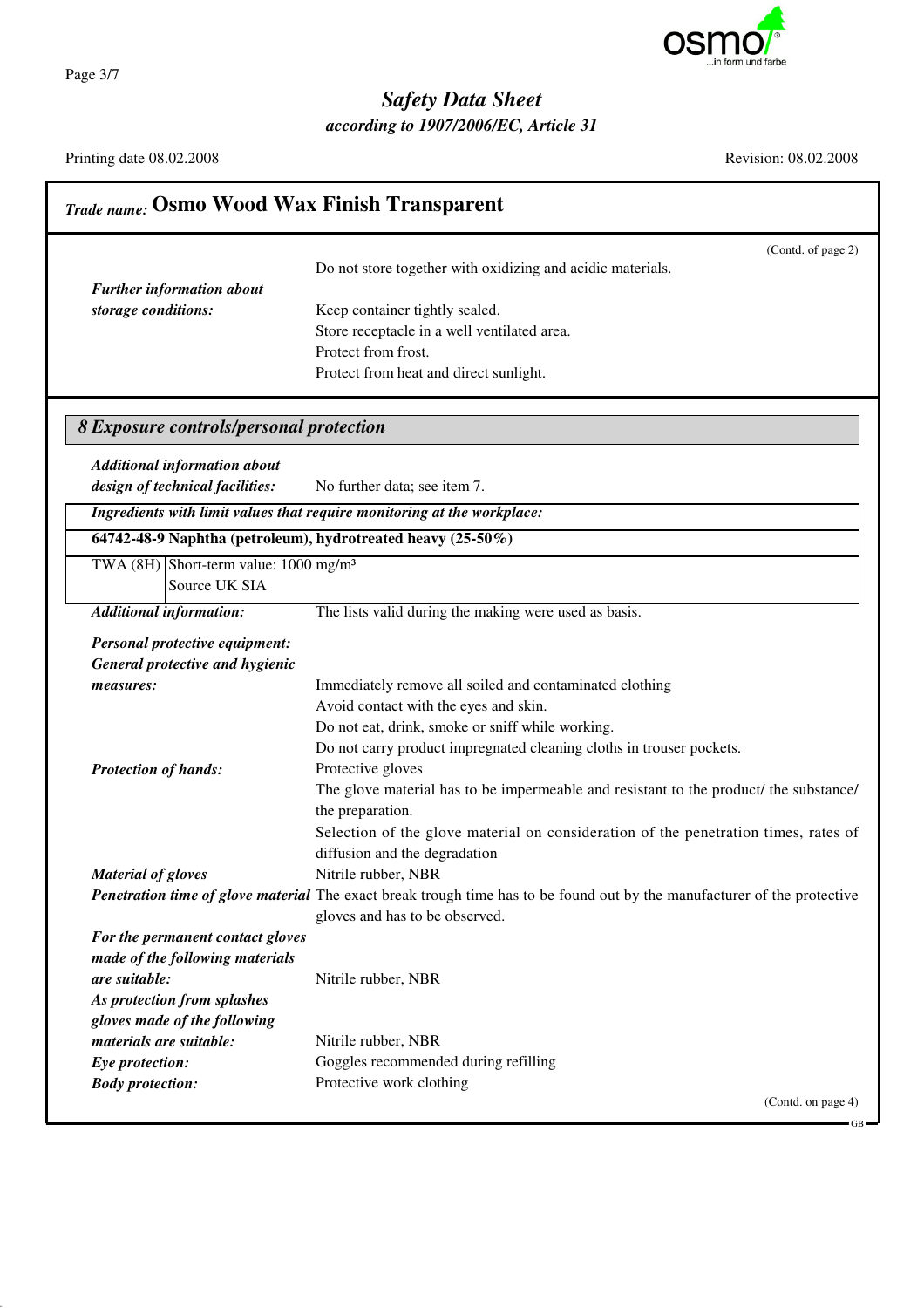# Safety Data Sheet
## according to 1907/2006/EC, Article 31

Printing date 08.02.2008 Revision: 08.02.2008

## *Trade name:* Osmo Wood Wax Finish Transparent

(Contd. of page 2)

Do not store together with oxidizing and acidic materials.

***Further information about storage conditions:*** Keep container tightly sealed.
Store receptacle in a well ventilated area.
Protect from frost.
Protect from heat and direct sunlight.

## *8 Exposure controls/personal protection*

***Additional information about design of technical facilities:*** No further data; see item 7.

***Ingredients with limit values that require monitoring at the workplace:***

| **64742-48-9 Naphtha (petroleum), hydrotreated heavy (25-50%)** | |
|---|---|
| TWA (8H) | Short-term value: 1000 mg/m³<br>Source UK SIA |

***Additional information:*** The lists valid during the making were used as basis.

***Personal protective equipment:***

***General protective and hygienic measures:***
Immediately remove all soiled and contaminated clothing
Avoid contact with the eyes and skin.
Do not eat, drink, smoke or sniff while working.
Do not carry product impregnated cleaning cloths in trouser pockets.

***Protection of hands:*** Protective gloves
The glove material has to be impermeable and resistant to the product/ the substance/ the preparation.
Selection of the glove material on consideration of the penetration times, rates of diffusion and the degradation

***Material of gloves*** Nitrile rubber, NBR

***Penetration time of glove material*** The exact break trough time has to be found out by the manufacturer of the protective gloves and has to be observed.

***For the permanent contact gloves made of the following materials are suitable:*** Nitrile rubber, NBR

***As protection from splashes gloves made of the following materials are suitable:*** Nitrile rubber, NBR

***Eye protection:*** Goggles recommended during refilling

***Body protection:*** Protective work clothing

(Contd. on page 4)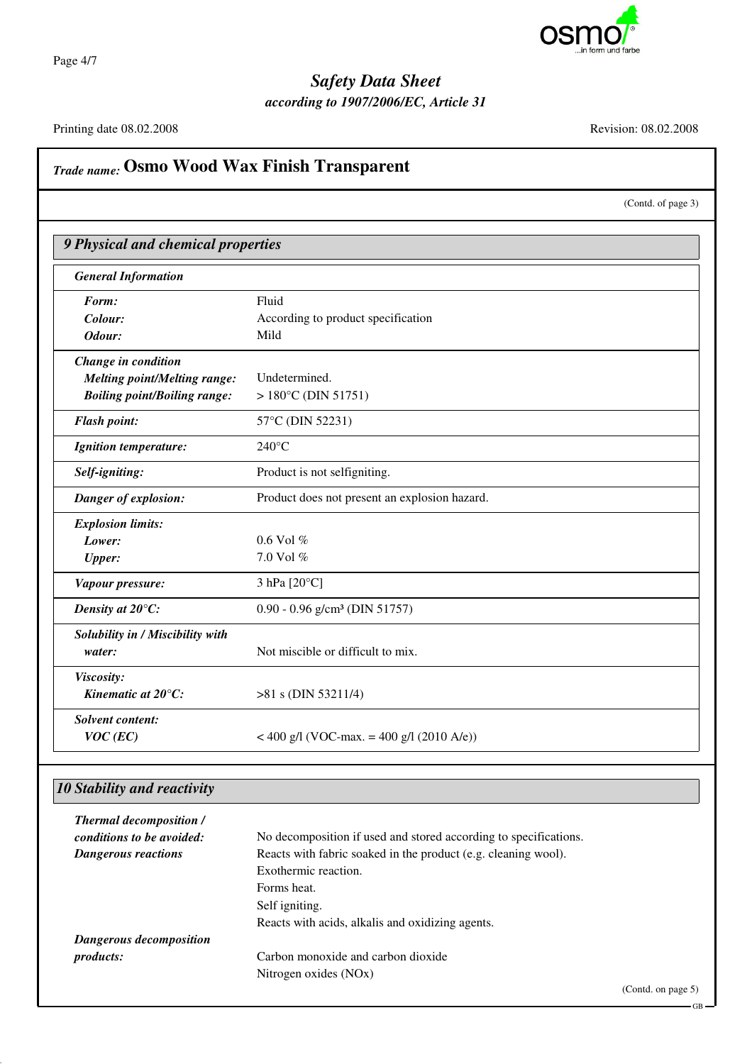**Safety Data Sheet**
*according to 1907/2006/EC, Article 31*

Printing date 08.02.2008 Revision: 08.02.2008

*Trade name:* **Osmo Wood Wax Finish Transparent**

(Contd. of page 3)

## 9 Physical and chemical properties

| | |
|---|---|
| ***General Information*** | |
| ***Form:*** | Fluid |
| ***Colour:*** | According to product specification |
| ***Odour:*** | Mild |
| ***Change in condition*** | |
| ***Melting point/Melting range:*** | Undetermined. |
| ***Boiling point/Boiling range:*** | > 180°C (DIN 51751) |
| ***Flash point:*** | 57°C (DIN 52231) |
| ***Ignition temperature:*** | 240°C |
| ***Self-igniting:*** | Product is not selfigniting. |
| ***Danger of explosion:*** | Product does not present an explosion hazard. |
| ***Explosion limits:*** | |
| ***Lower:*** | 0.6 Vol % |
| ***Upper:*** | 7.0 Vol % |
| ***Vapour pressure:*** | 3 hPa [20°C] |
| ***Density at 20°C:*** | 0.90 - 0.96 g/cm³ (DIN 51757) |
| ***Solubility in / Miscibility with water:*** | Not miscible or difficult to mix. |
| ***Viscosity:*** | |
| ***Kinematic at 20°C:*** | >81 s (DIN 53211/4) |
| ***Solvent content:*** | |
| ***VOC (EC)*** | < 400 g/l (VOC-max. = 400 g/l (2010 A/e)) |

## 10 Stability and reactivity

***Thermal decomposition / conditions to be avoided:*** No decomposition if used and stored according to specifications.

***Dangerous reactions***
Reacts with fabric soaked in the product (e.g. cleaning wool).
Exothermic reaction.
Forms heat.
Self igniting.
Reacts with acids, alkalis and oxidizing agents.

***Dangerous decomposition products:***
Carbon monoxide and carbon dioxide
Nitrogen oxides (NOx)

(Contd. on page 5)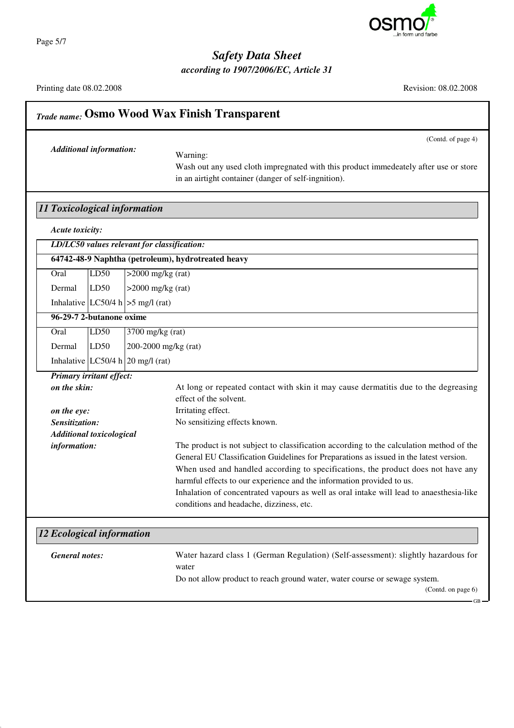## Trade name: Osmo Wood Wax Finish Transparent

(Contd. of page 4)

***Additional information:***

Warning:
Wash out any used cloth impregnated with this product immedeately after use or store in an airtight container (danger of self-ingnition).

## 11 Toxicological information

***Acute toxicity:***

| ***LD/LC50 values relevant for classification:*** | | |
|---|---|---|
| **64742-48-9 Naphtha (petroleum), hydrotreated heavy** | | |
| Oral | LD50 | >2000 mg/kg (rat) |
| Dermal | LD50 | >2000 mg/kg (rat) |
| Inhalative | LC50/4 h | >5 mg/l (rat) |
| **96-29-7 2-butanone oxime** | | |
| Oral | LD50 | 3700 mg/kg (rat) |
| Dermal | LD50 | 200-2000 mg/kg (rat) |
| Inhalative | LC50/4 h | 20 mg/l (rat) |

***Primary irritant effect:***

***on the skin:*** At long or repeated contact with skin it may cause dermatitis due to the degreasing effect of the solvent.

***on the eye:*** Irritating effect.

***Sensitization:*** No sensitizing effects known.

***Additional toxicological information:*** The product is not subject to classification according to the calculation method of the General EU Classification Guidelines for Preparations as issued in the latest version.
When used and handled according to specifications, the product does not have any harmful effects to our experience and the information provided to us.
Inhalation of concentrated vapours as well as oral intake will lead to anaesthesia-like conditions and headache, dizziness, etc.

## 12 Ecological information

***General notes:*** Water hazard class 1 (German Regulation) (Self-assessment): slightly hazardous for water
Do not allow product to reach ground water, water course or sewage system.

(Contd. on page 6)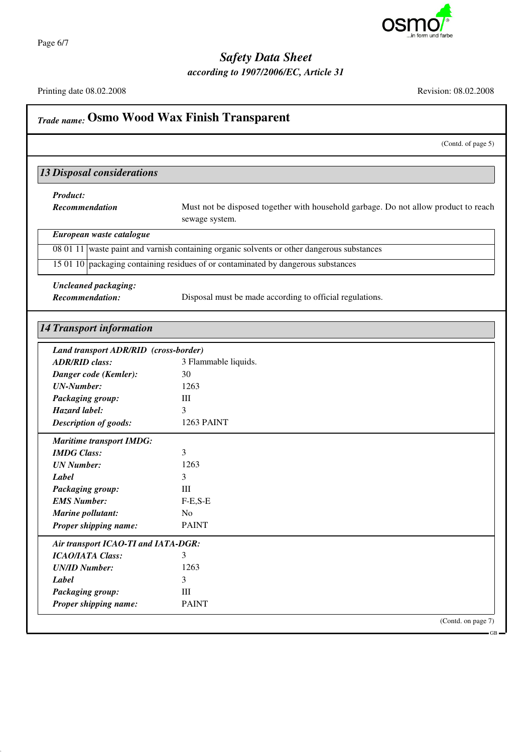## Trade name: Osmo Wood Wax Finish Transparent

(Contd. of page 5)

### 13 Disposal considerations

**Product:**

**Recommendation:** Must not be disposed together with household garbage. Do not allow product to reach sewage system.

**European waste catalogue**

| | |
|---|---|
| 08 01 11 | waste paint and varnish containing organic solvents or other dangerous substances |
| 15 01 10 | packaging containing residues of or contaminated by dangerous substances |

**Uncleaned packaging:**

**Recommendation:** Disposal must be made according to official regulations.

### 14 Transport information

**Land transport ADR/RID (cross-border)**

**ADR/RID class:** 3 Flammable liquids.
**Danger code (Kemler):** 30
**UN-Number:** 1263
**Packaging group:** III
**Hazard label:** 3
**Description of goods:** 1263 PAINT

**Maritime transport IMDG:**

**IMDG Class:** 3
**UN Number:** 1263
**Label** 3
**Packaging group:** III
**EMS Number:** F-E,S-E
**Marine pollutant:** No
**Proper shipping name:** PAINT

**Air transport ICAO-TI and IATA-DGR:**

**ICAO/IATA Class:** 3
**UN/ID Number:** 1263
**Label** 3
**Packaging group:** III
**Proper shipping name:** PAINT

(Contd. on page 7)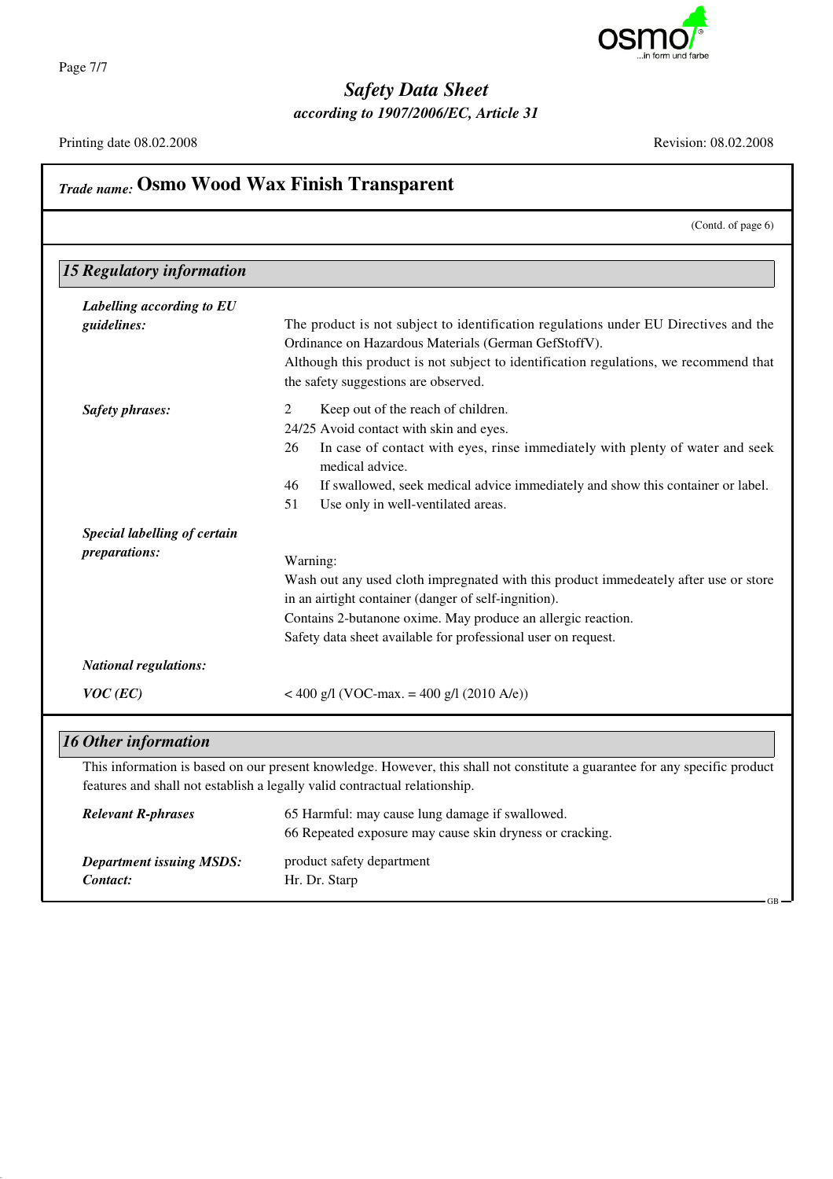# Safety Data Sheet

*according to 1907/2006/EC, Article 31*

Printing date 08.02.2008 | Revision: 08.02.2008

## *Trade name:* Osmo Wood Wax Finish Transparent

(Contd. of page 6)

### 15 Regulatory information

***Labelling according to EU guidelines:***
The product is not subject to identification regulations under EU Directives and the Ordinance on Hazardous Materials (German GefStoffV).
Although this product is not subject to identification regulations, we recommend that the safety suggestions are observed.

***Safety phrases:***
- 2 Keep out of the reach of children.
- 24/25 Avoid contact with skin and eyes.
- 26 In case of contact with eyes, rinse immediately with plenty of water and seek medical advice.
- 46 If swallowed, seek medical advice immediately and show this container or label.
- 51 Use only in well-ventilated areas.

***Special labelling of certain preparations:***
Warning:
Wash out any used cloth impregnated with this product immedeately after use or store in an airtight container (danger of self-ingnition).
Contains 2-butanone oxime. May produce an allergic reaction.
Safety data sheet available for professional user on request.

***National regulations:***

***VOC (EC)*** < 400 g/l (VOC-max. = 400 g/l (2010 A/e))

### 16 Other information

This information is based on our present knowledge. However, this shall not constitute a guarantee for any specific product features and shall not establish a legally valid contractual relationship.

***Relevant R-phrases***
65 Harmful: may cause lung damage if swallowed.
66 Repeated exposure may cause skin dryness or cracking.

***Department issuing MSDS:*** product safety department
***Contact:*** Hr. Dr. Starp